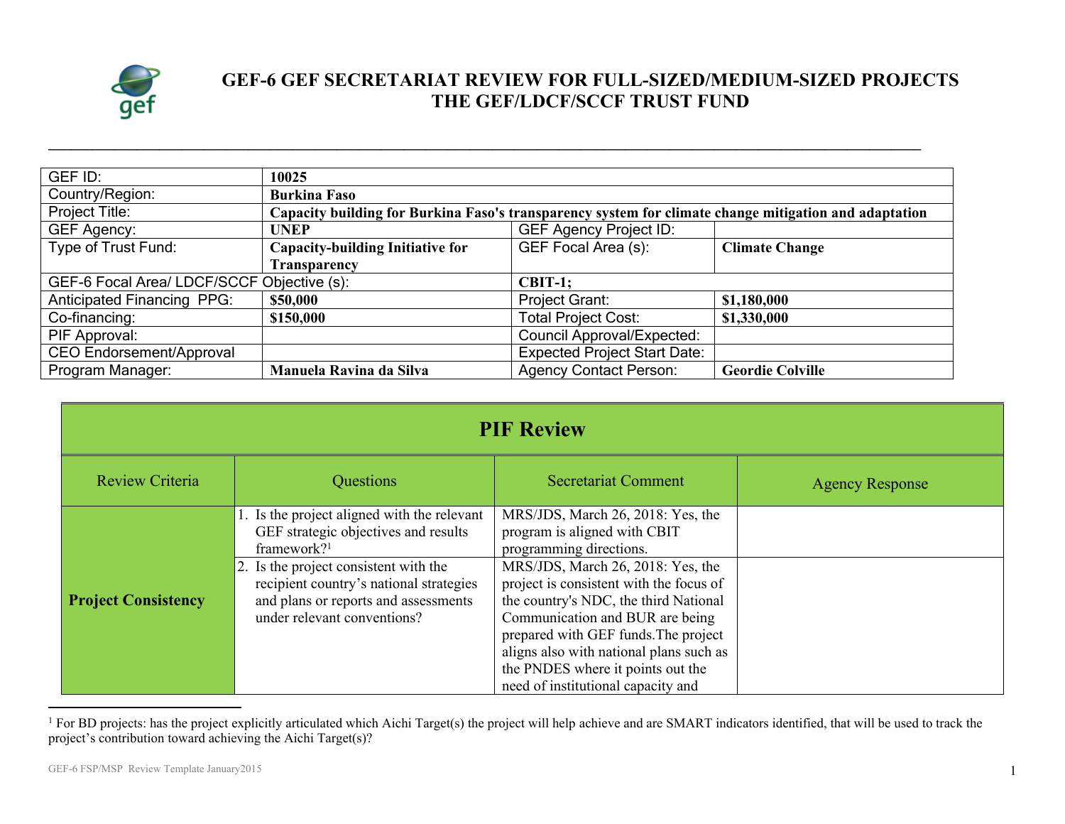# GEF-6 GEF SECRETARIAT REVIEW FOR FULL-SIZED/MEDIUM-SIZED PROJECTS THE GEF/LDCF/SCCF TRUST FUND

| | | | |
|---|---|---|---|
| GEF ID: | **10025** | | |
| Country/Region: | **Burkina Faso** | | |
| Project Title: | **Capacity building for Burkina Faso's transparency system for climate change mitigation and adaptation** | | |
| GEF Agency: | **UNEP** | GEF Agency Project ID: | |
| Type of Trust Fund: | **Capacity-building Initiative for Transparency** | GEF Focal Area (s): | **Climate Change** |
| GEF-6 Focal Area/ LDCF/SCCF Objective (s): | | **CBIT-1;** | |
| Anticipated Financing PPG: | **$50,000** | Project Grant: | **$1,180,000** |
| Co-financing: | **$150,000** | Total Project Cost: | **$1,330,000** |
| PIF Approval: | | Council Approval/Expected: | |
| CEO Endorsement/Approval | | Expected Project Start Date: | |
| Program Manager: | **Manuela Ravina da Silva** | Agency Contact Person: | **Geordie Colville** |

## PIF Review

| Review Criteria | Questions | Secretariat Comment | Agency Response |
|---|---|---|---|
| **Project Consistency** | 1. Is the project aligned with the relevant GEF strategic objectives and results framework?[1] | MRS/JDS, March 26, 2018: Yes, the program is aligned with CBIT programming directions. | |
| | 2. Is the project consistent with the recipient country's national strategies and plans or reports and assessments under relevant conventions? | MRS/JDS, March 26, 2018: Yes, the project is consistent with the focus of the country's NDC, the third National Communication and BUR are being prepared with GEF funds.The project aligns also with national plans such as the PNDES where it points out the need of institutional capacity and | |

[1] For BD projects: has the project explicitly articulated which Aichi Target(s) the project will help achieve and are SMART indicators identified, that will be used to track the project's contribution toward achieving the Aichi Target(s)?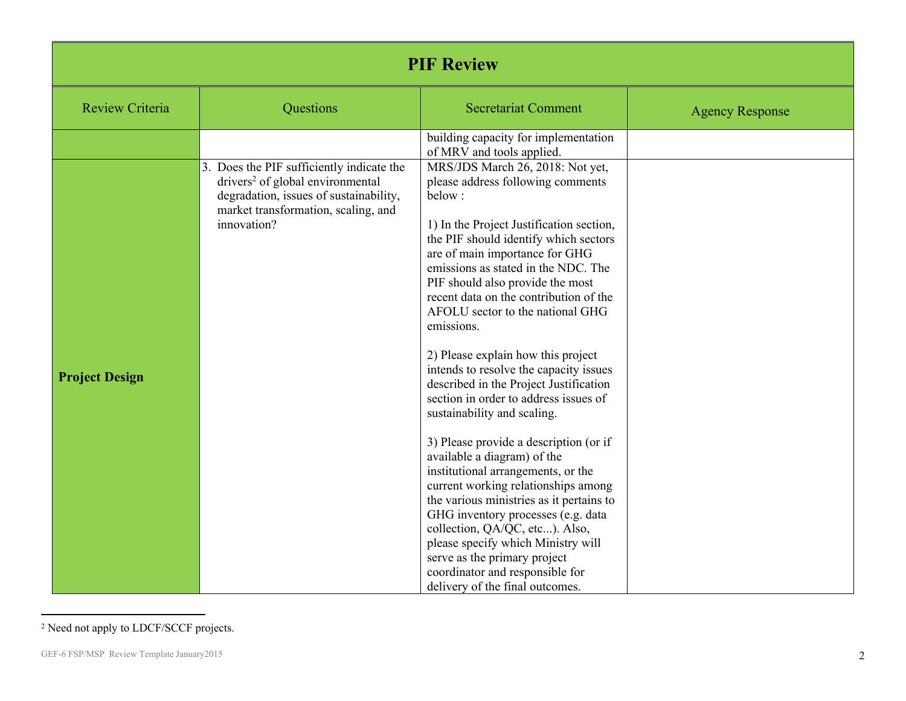# PIF Review

| Review Criteria | Questions | Secretariat Comment | Agency Response |
|---|---|---|---|
| | | building capacity for implementation of MRV and tools applied. | |
| **Project Design** | 3. Does the PIF sufficiently indicate the drivers[2] of global environmental degradation, issues of sustainability, market transformation, scaling, and innovation? | MRS/JDS March 26, 2018: Not yet, please address following comments below :<br><br>1) In the Project Justification section, the PIF should identify which sectors are of main importance for GHG emissions as stated in the NDC. The PIF should also provide the most recent data on the contribution of the AFOLU sector to the national GHG emissions.<br><br>2) Please explain how this project intends to resolve the capacity issues described in the Project Justification section in order to address issues of sustainability and scaling.<br><br>3) Please provide a description (or if available a diagram) of the institutional arrangements, or the current working relationships among the various ministries as it pertains to GHG inventory processes (e.g. data collection, QA/QC, etc...). Also, please specify which Ministry will serve as the primary project coordinator and responsible for delivery of the final outcomes. | |

[2] Need not apply to LDCF/SCCF projects.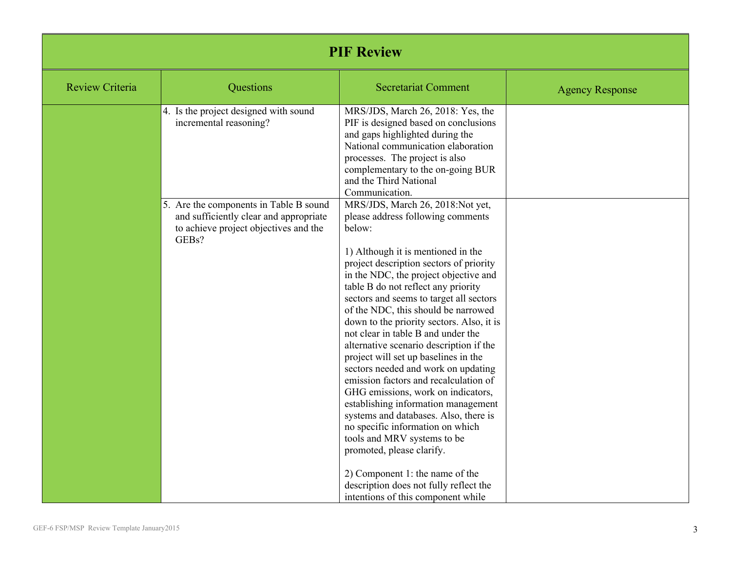| PIF Review | | | |
|---|---|---|---|
| Review Criteria | Questions | Secretariat Comment | Agency Response |
| | 4. Is the project designed with sound incremental reasoning? | MRS/JDS, March 26, 2018: Yes, the PIF is designed based on conclusions and gaps highlighted during the National communication elaboration processes. The project is also complementary to the on-going BUR and the Third National Communication. | |
| | 5. Are the components in Table B sound and sufficiently clear and appropriate to achieve project objectives and the GEBs? | MRS/JDS, March 26, 2018:Not yet, please address following comments below:<br><br>1) Although it is mentioned in the project description sectors of priority in the NDC, the project objective and table B do not reflect any priority sectors and seems to target all sectors of the NDC, this should be narrowed down to the priority sectors. Also, it is not clear in table B and under the alternative scenario description if the project will set up baselines in the sectors needed and work on updating emission factors and recalculation of GHG emissions, work on indicators, establishing information management systems and databases. Also, there is no specific information on which tools and MRV systems to be promoted, please clarify.<br><br>2) Component 1: the name of the description does not fully reflect the intentions of this component while | |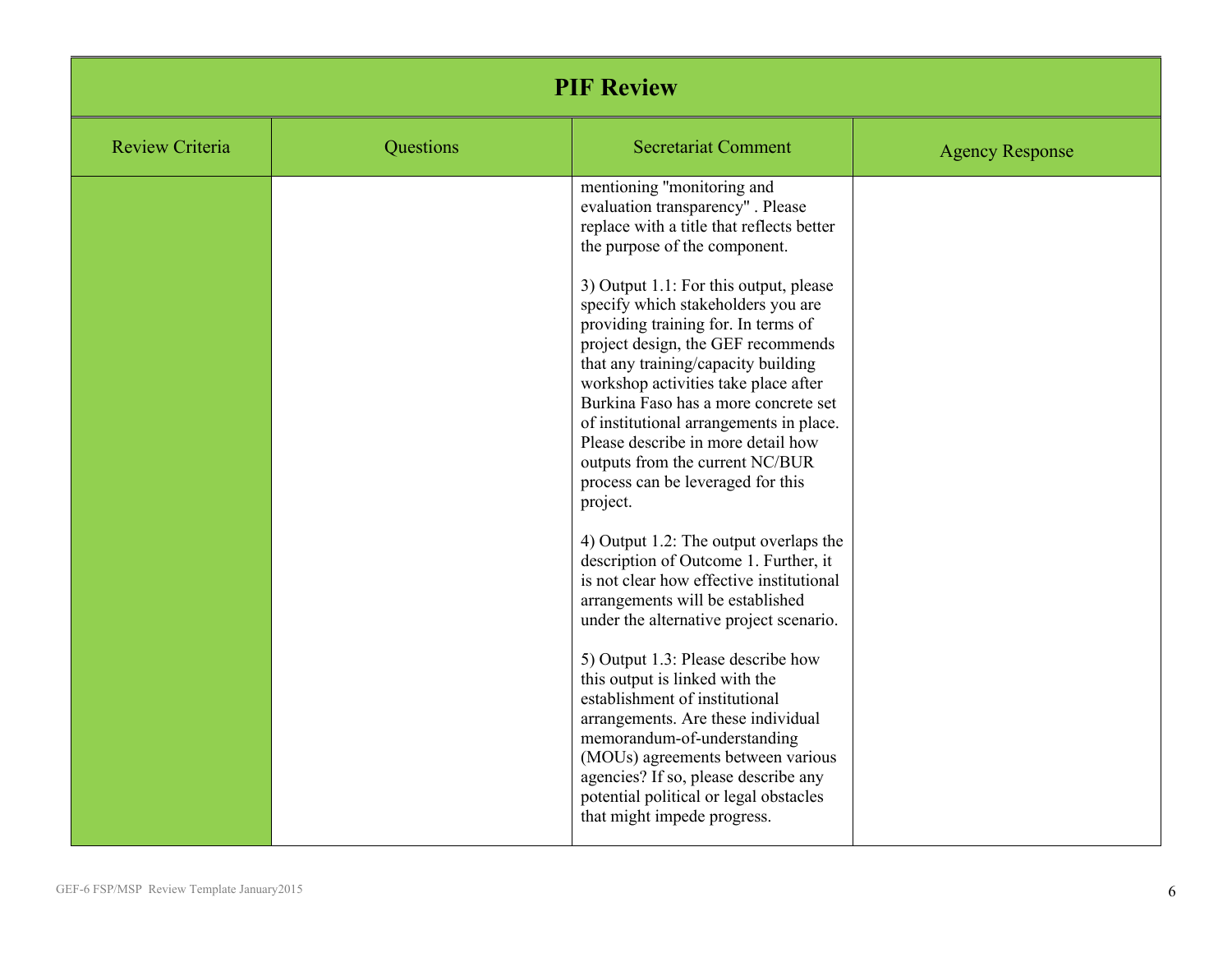# PIF Review

| Review Criteria | Questions | Secretariat Comment | Agency Response |
|---|---|---|---|
| | | mentioning "monitoring and evaluation transparency" . Please replace with a title that reflects better the purpose of the component.<br><br>3) Output 1.1: For this output, please specify which stakeholders you are providing training for. In terms of project design, the GEF recommends that any training/capacity building workshop activities take place after Burkina Faso has a more concrete set of institutional arrangements in place. Please describe in more detail how outputs from the current NC/BUR process can be leveraged for this project.<br><br>4) Output 1.2: The output overlaps the description of Outcome 1. Further, it is not clear how effective institutional arrangements will be established under the alternative project scenario.<br><br>5) Output 1.3: Please describe how this output is linked with the establishment of institutional arrangements. Are these individual memorandum-of-understanding (MOUs) agreements between various agencies? If so, please describe any potential political or legal obstacles that might impede progress. | |

GEF-6 FSP/MSP Review Template January2015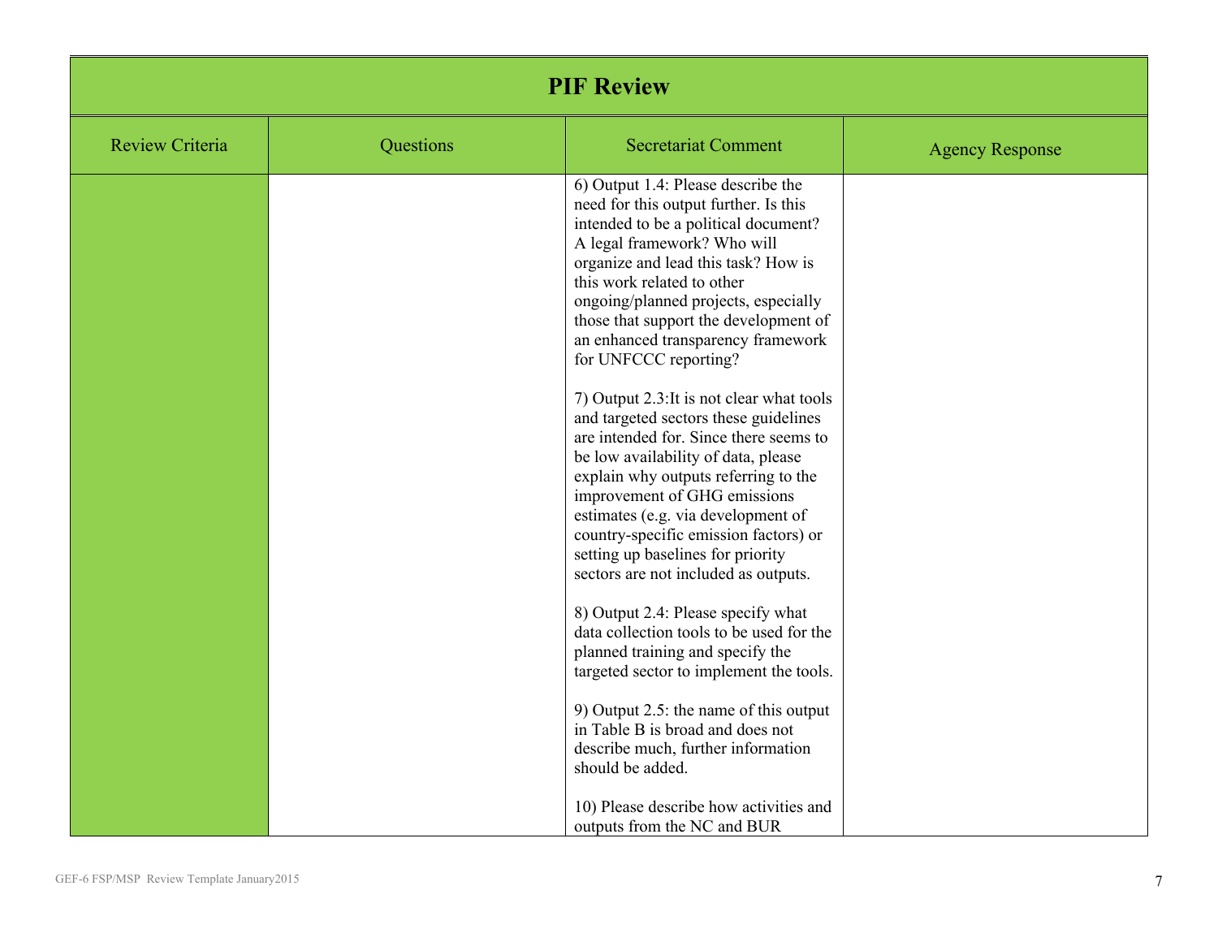## PIF Review

| Review Criteria | Questions | Secretariat Comment | Agency Response |
|---|---|---|---|
| | | 6) Output 1.4: Please describe the need for this output further. Is this intended to be a political document? A legal framework? Who will organize and lead this task? How is this work related to other ongoing/planned projects, especially those that support the development of an enhanced transparency framework for UNFCCC reporting?<br><br>7) Output 2.3:It is not clear what tools and targeted sectors these guidelines are intended for. Since there seems to be low availability of data, please explain why outputs referring to the improvement of GHG emissions estimates (e.g. via development of country-specific emission factors) or setting up baselines for priority sectors are not included as outputs.<br><br>8) Output 2.4: Please specify what data collection tools to be used for the planned training and specify the targeted sector to implement the tools.<br><br>9) Output 2.5: the name of this output in Table B is broad and does not describe much, further information should be added.<br><br>10) Please describe how activities and outputs from the NC and BUR | |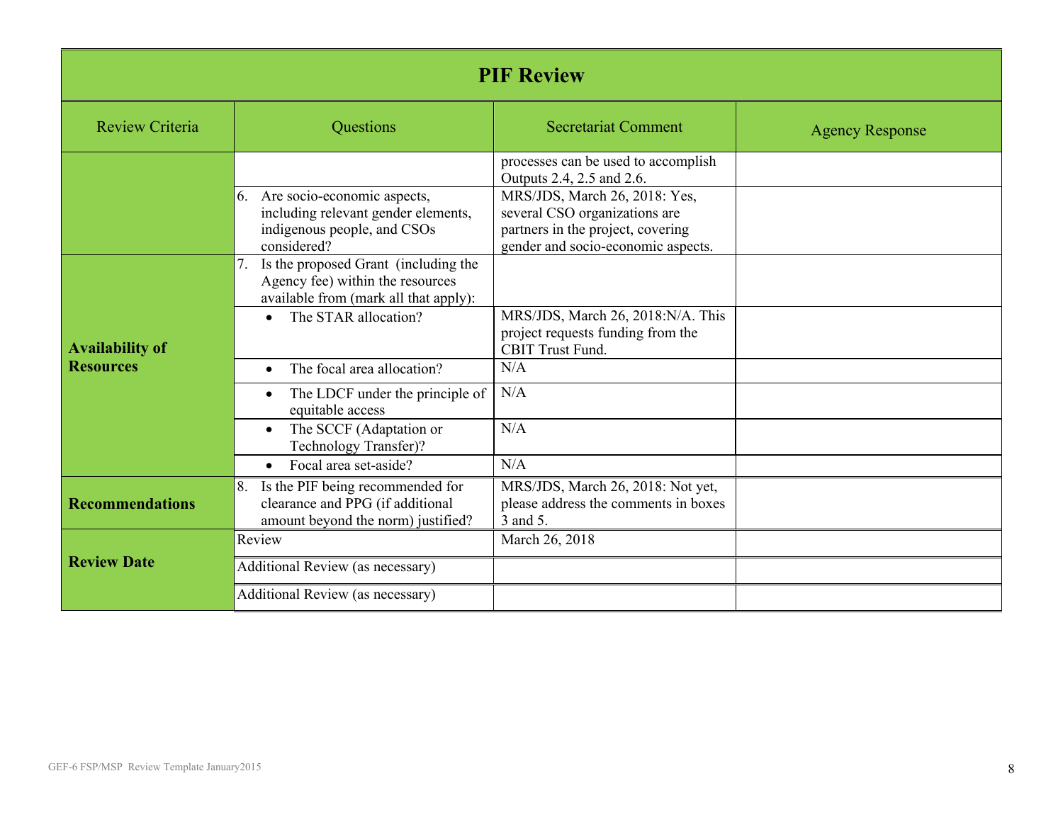## PIF Review

| Review Criteria | Questions | Secretariat Comment | Agency Response |
|---|---|---|---|
| | | processes can be used to accomplish Outputs 2.4, 2.5 and 2.6. | |
| | 6. Are socio-economic aspects, including relevant gender elements, indigenous people, and CSOs considered? | MRS/JDS, March 26, 2018: Yes, several CSO organizations are partners in the project, covering gender and socio-economic aspects. | |
| **Availability of Resources** | 7. Is the proposed Grant (including the Agency fee) within the resources available from (mark all that apply): | | |
| | • The STAR allocation? | MRS/JDS, March 26, 2018:N/A. This project requests funding from the CBIT Trust Fund. | |
| | • The focal area allocation? | N/A | |
| | • The LDCF under the principle of equitable access | N/A | |
| | • The SCCF (Adaptation or Technology Transfer)? | N/A | |
| | • Focal area set-aside? | N/A | |
| **Recommendations** | 8. Is the PIF being recommended for clearance and PPG (if additional amount beyond the norm) justified? | MRS/JDS, March 26, 2018: Not yet, please address the comments in boxes 3 and 5. | |
| **Review Date** | Review | March 26, 2018 | |
| | Additional Review (as necessary) | | |
| | Additional Review (as necessary) | | |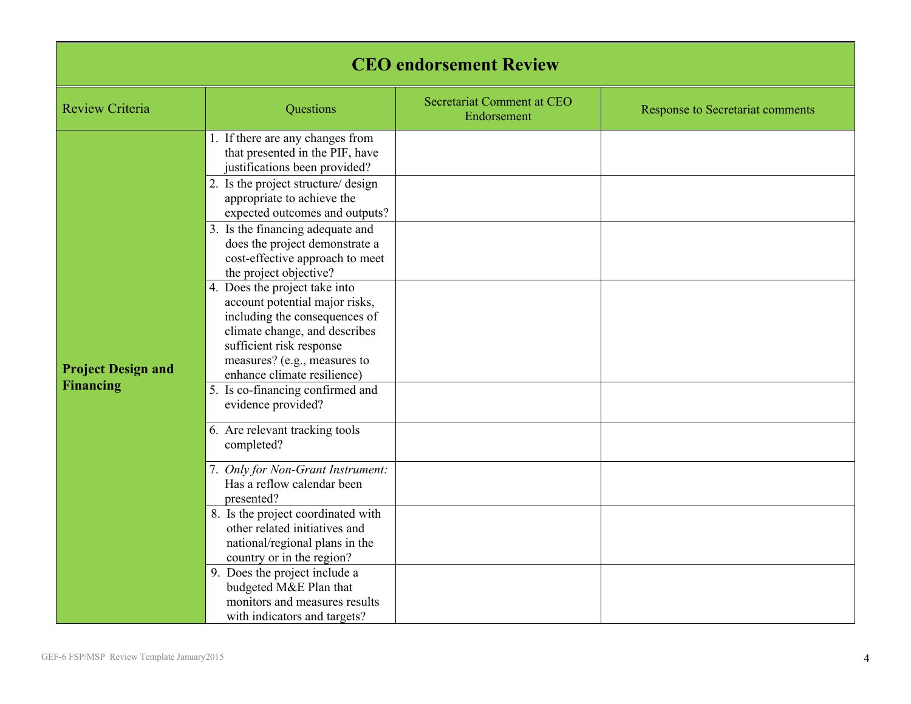| CEO endorsement Review | | | |
|---|---|---|---|
| Review Criteria | Questions | Secretariat Comment at CEO Endorsement | Response to Secretariat comments |
| **Project Design and Financing** | 1. If there are any changes from that presented in the PIF, have justifications been provided? | | |
| | 2. Is the project structure/ design appropriate to achieve the expected outcomes and outputs? | | |
| | 3. Is the financing adequate and does the project demonstrate a cost-effective approach to meet the project objective? | | |
| | 4. Does the project take into account potential major risks, including the consequences of climate change, and describes sufficient risk response measures? (e.g., measures to enhance climate resilience) | | |
| | 5. Is co-financing confirmed and evidence provided? | | |
| | 6. Are relevant tracking tools completed? | | |
| | 7. *Only for Non-Grant Instrument:* Has a reflow calendar been presented? | | |
| | 8. Is the project coordinated with other related initiatives and national/regional plans in the country or in the region? | | |
| | 9. Does the project include a budgeted M&E Plan that monitors and measures results with indicators and targets? | | |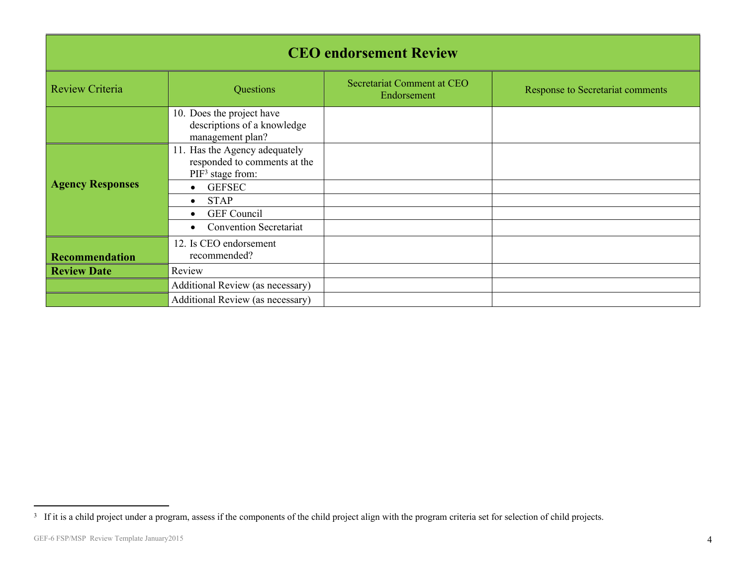| CEO endorsement Review | | | |
|---|---|---|---|
| Review Criteria | Questions | Secretariat Comment at CEO Endorsement | Response to Secretariat comments |
| | 10. Does the project have descriptions of a knowledge management plan? | | |
| **Agency Responses** | 11. Has the Agency adequately responded to comments at the PIF[3] stage from: | | |
| | • GEFSEC | | |
| | • STAP | | |
| | • GEF Council | | |
| | • Convention Secretariat | | |
| **Recommendation** | 12. Is CEO endorsement recommended? | | |
| **Review Date** | Review | | |
| | Additional Review (as necessary) | | |
| | Additional Review (as necessary) | | |

[3] If it is a child project under a program, assess if the components of the child project align with the program criteria set for selection of child projects.